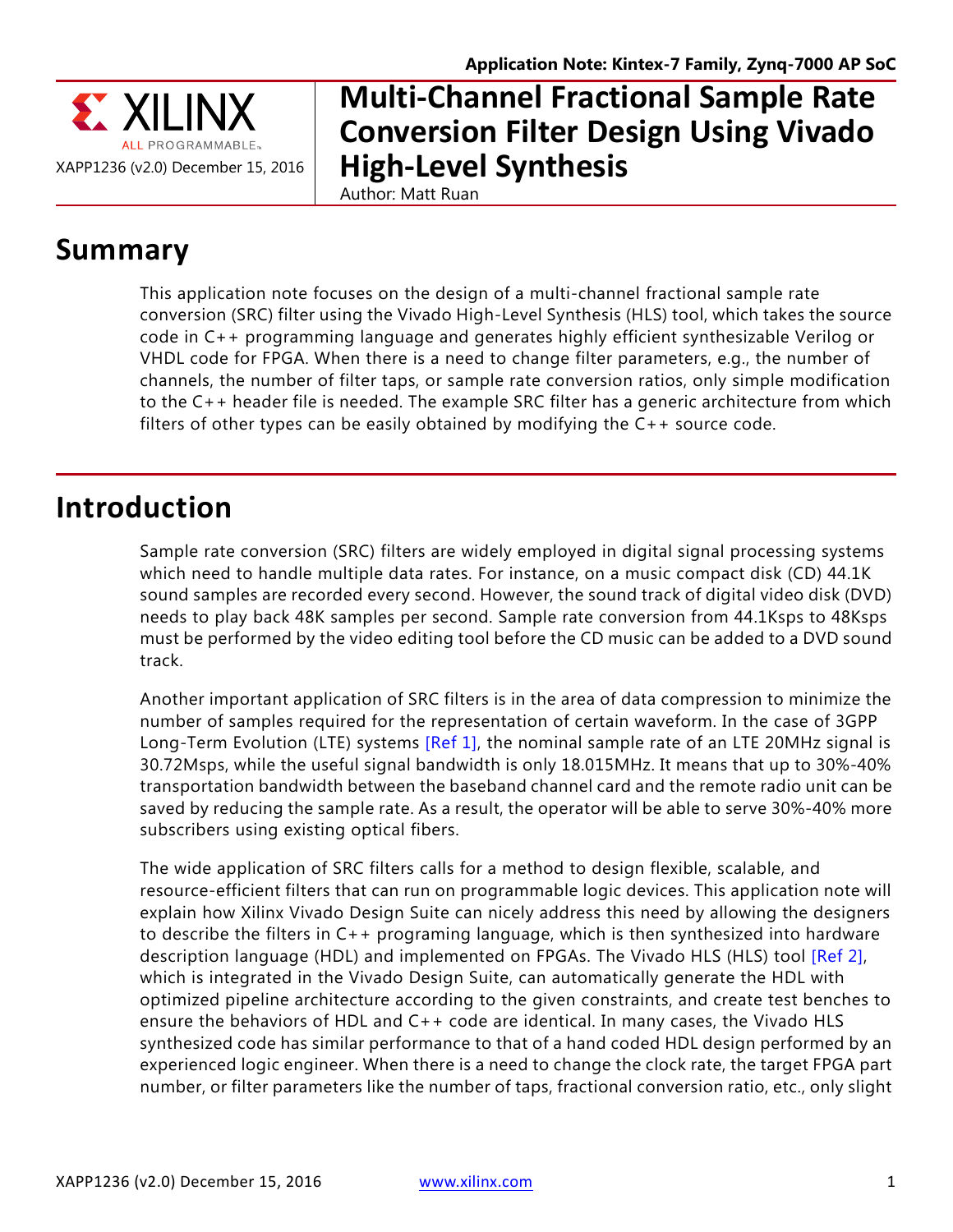Application Note: Kintex-7 Family, Zynq-7000 AP SoC

XAPP1236 (v2.0) December 15, 2016

# Multi-Channel Fractional Sample Rate Conversion Filter Design Using Vivado High-Level Synthesis

Author: Matt Ruan

## Summary

This application note focuses on the design of a multi-channel fractional sample rate conversion (SRC) filter using the Vivado High-Level Synthesis (HLS) tool, which takes the source code in C++ programming language and generates highly efficient synthesizable Verilog or VHDL code for FPGA. When there is a need to change filter parameters, e.g., the number of channels, the number of filter taps, or sample rate conversion ratios, only simple modification to the C++ header file is needed. The example SRC filter has a generic architecture from which filters of other types can be easily obtained by modifying the C++ source code.

## Introduction

Sample rate conversion (SRC) filters are widely employed in digital signal processing systems which need to handle multiple data rates. For instance, on a music compact disk (CD) 44.1K sound samples are recorded every second. However, the sound track of digital video disk (DVD) needs to play back 48K samples per second. Sample rate conversion from 44.1Ksps to 48Ksps must be performed by the video editing tool before the CD music can be added to a DVD sound track.

Another important application of SRC filters is in the area of data compression to minimize the number of samples required for the representation of certain waveform. In the case of 3GPP Long-Term Evolution (LTE) systems [Ref 1], the nominal sample rate of an LTE 20MHz signal is 30.72Msps, while the useful signal bandwidth is only 18.015MHz. It means that up to 30%-40% transportation bandwidth between the baseband channel card and the remote radio unit can be saved by reducing the sample rate. As a result, the operator will be able to serve 30%-40% more subscribers using existing optical fibers.

The wide application of SRC filters calls for a method to design flexible, scalable, and resource-efficient filters that can run on programmable logic devices. This application note will explain how Xilinx Vivado Design Suite can nicely address this need by allowing the designers to describe the filters in C++ programing language, which is then synthesized into hardware description language (HDL) and implemented on FPGAs. The Vivado HLS (HLS) tool [Ref 2], which is integrated in the Vivado Design Suite, can automatically generate the HDL with optimized pipeline architecture according to the given constraints, and create test benches to ensure the behaviors of HDL and C++ code are identical. In many cases, the Vivado HLS synthesized code has similar performance to that of a hand coded HDL design performed by an experienced logic engineer. When there is a need to change the clock rate, the target FPGA part number, or filter parameters like the number of taps, fractional conversion ratio, etc., only slight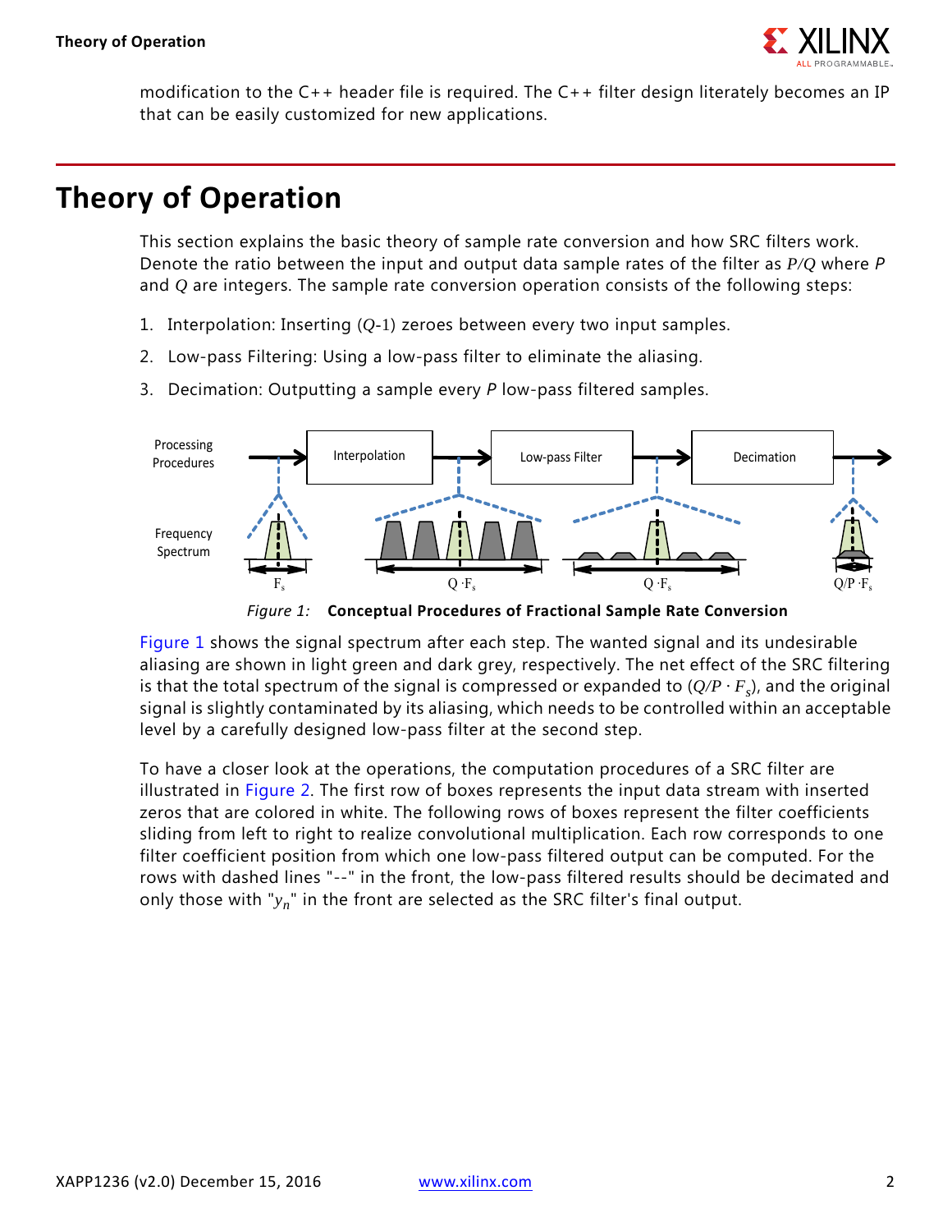modification to the C++ header file is required. The C++ filter design literately becomes an IP that can be easily customized for new applications.

# Theory of Operation

This section explains the basic theory of sample rate conversion and how SRC filters work. Denote the ratio between the input and output data sample rates of the filter as $P/Q$ where $P$ and $Q$ are integers. The sample rate conversion operation consists of the following steps:

1. Interpolation: Inserting $(Q\text{-}1)$ zeroes between every two input samples.
2. Low-pass Filtering: Using a low-pass filter to eliminate the aliasing.
3. Decimation: Outputting a sample every $P$ low-pass filtered samples.

*Figure 1:* **Conceptual Procedures of Fractional Sample Rate Conversion**

Figure 1 shows the signal spectrum after each step. The wanted signal and its undesirable aliasing are shown in light green and dark grey, respectively. The net effect of the SRC filtering is that the total spectrum of the signal is compressed or expanded to $(Q/P \cdot F_s)$, and the original signal is slightly contaminated by its aliasing, which needs to be controlled within an acceptable level by a carefully designed low-pass filter at the second step.

To have a closer look at the operations, the computation procedures of a SRC filter are illustrated in Figure 2. The first row of boxes represents the input data stream with inserted zeros that are colored in white. The following rows of boxes represent the filter coefficients sliding from left to right to realize convolutional multiplication. Each row corresponds to one filter coefficient position from which one low-pass filtered output can be computed. For the rows with dashed lines "--" in the front, the low-pass filtered results should be decimated and only those with "$y_n$" in the front are selected as the SRC filter's final output.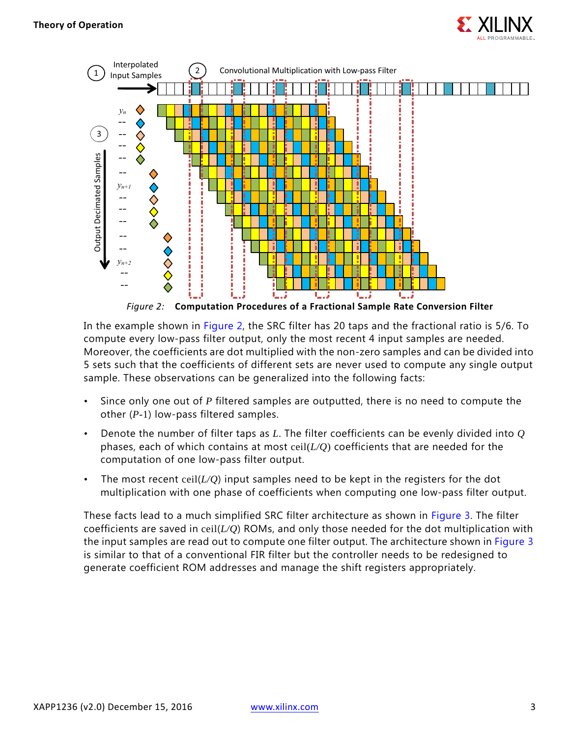Figure 2: **Computation Procedures of a Fractional Sample Rate Conversion Filter**

In the example shown in Figure 2, the SRC filter has 20 taps and the fractional ratio is 5/6. To compute every low-pass filter output, only the most recent 4 input samples are needed. Moreover, the coefficients are dot multiplied with the non-zero samples and can be divided into 5 sets such that the coefficients of different sets are never used to compute any single output sample. These observations can be generalized into the following facts:

- Since only one out of $P$ filtered samples are outputted, there is no need to compute the other $(P\text{-}1)$ low-pass filtered samples.
- Denote the number of filter taps as $L$. The filter coefficients can be evenly divided into $Q$ phases, each of which contains at most $\mathrm{ceil}(L/Q)$ coefficients that are needed for the computation of one low-pass filter output.
- The most recent $\mathrm{ceil}(L/Q)$ input samples need to be kept in the registers for the dot multiplication with one phase of coefficients when computing one low-pass filter output.

These facts lead to a much simplified SRC filter architecture as shown in Figure 3. The filter coefficients are saved in $\mathrm{ceil}(L/Q)$ ROMs, and only those needed for the dot multiplication with the input samples are read out to compute one filter output. The architecture shown in Figure 3 is similar to that of a conventional FIR filter but the controller needs to be redesigned to generate coefficient ROM addresses and manage the shift registers appropriately.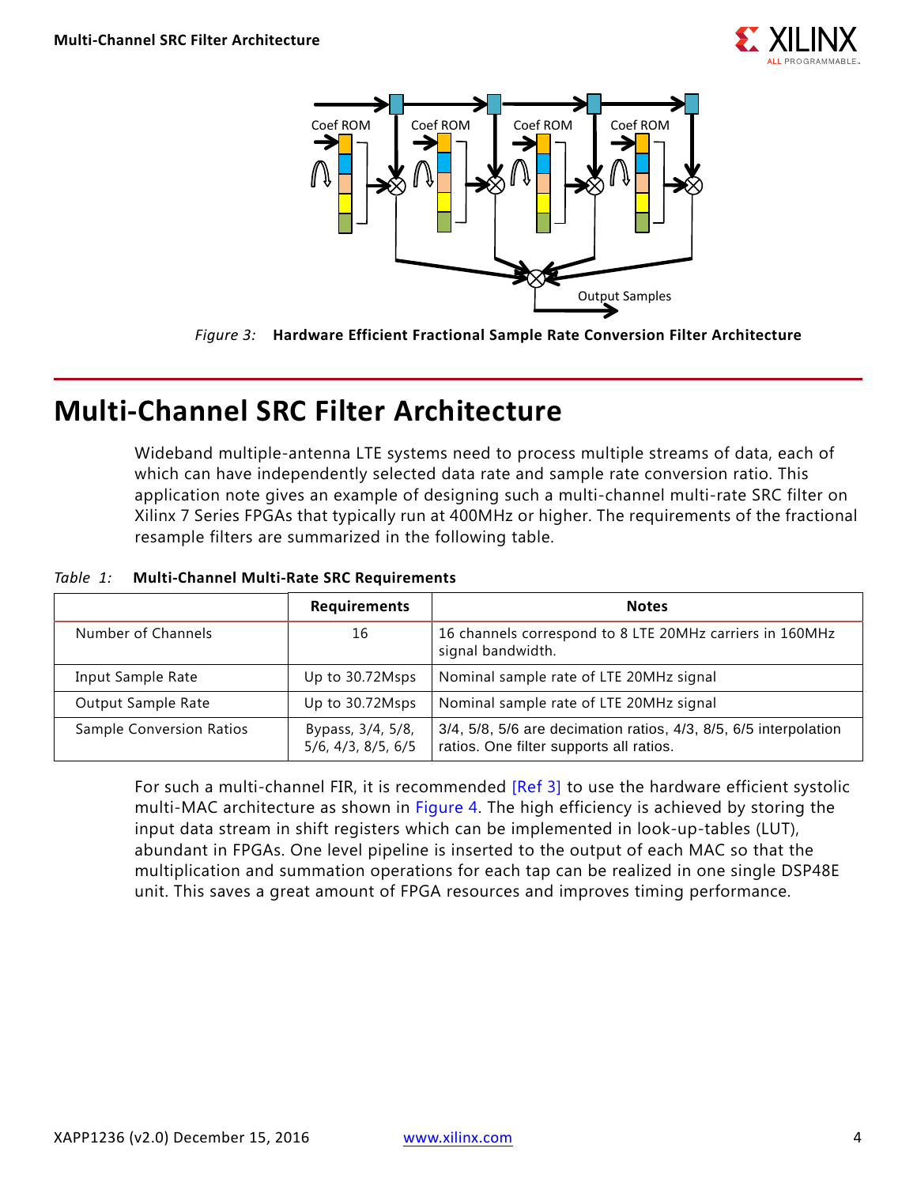Figure 3: **Hardware Efficient Fractional Sample Rate Conversion Filter Architecture**

# Multi-Channel SRC Filter Architecture

Wideband multiple-antenna LTE systems need to process multiple streams of data, each of which can have independently selected data rate and sample rate conversion ratio. This application note gives an example of designing such a multi-channel multi-rate SRC filter on Xilinx 7 Series FPGAs that typically run at 400MHz or higher. The requirements of the fractional resample filters are summarized in the following table.

*Table 1:* **Multi-Channel Multi-Rate SRC Requirements**

| | Requirements | Notes |
|---|---|---|
| Number of Channels | 16 | 16 channels correspond to 8 LTE 20MHz carriers in 160MHz signal bandwidth. |
| Input Sample Rate | Up to 30.72Msps | Nominal sample rate of LTE 20MHz signal |
| Output Sample Rate | Up to 30.72Msps | Nominal sample rate of LTE 20MHz signal |
| Sample Conversion Ratios | Bypass, 3/4, 5/8, 5/6, 4/3, 8/5, 6/5 | 3/4, 5/8, 5/6 are decimation ratios, 4/3, 8/5, 6/5 interpolation ratios. One filter supports all ratios. |

For such a multi-channel FIR, it is recommended [Ref 3] to use the hardware efficient systolic multi-MAC architecture as shown in Figure 4. The high efficiency is achieved by storing the input data stream in shift registers which can be implemented in look-up-tables (LUT), abundant in FPGAs. One level pipeline is inserted to the output of each MAC so that the multiplication and summation operations for each tap can be realized in one single DSP48E unit. This saves a great amount of FPGA resources and improves timing performance.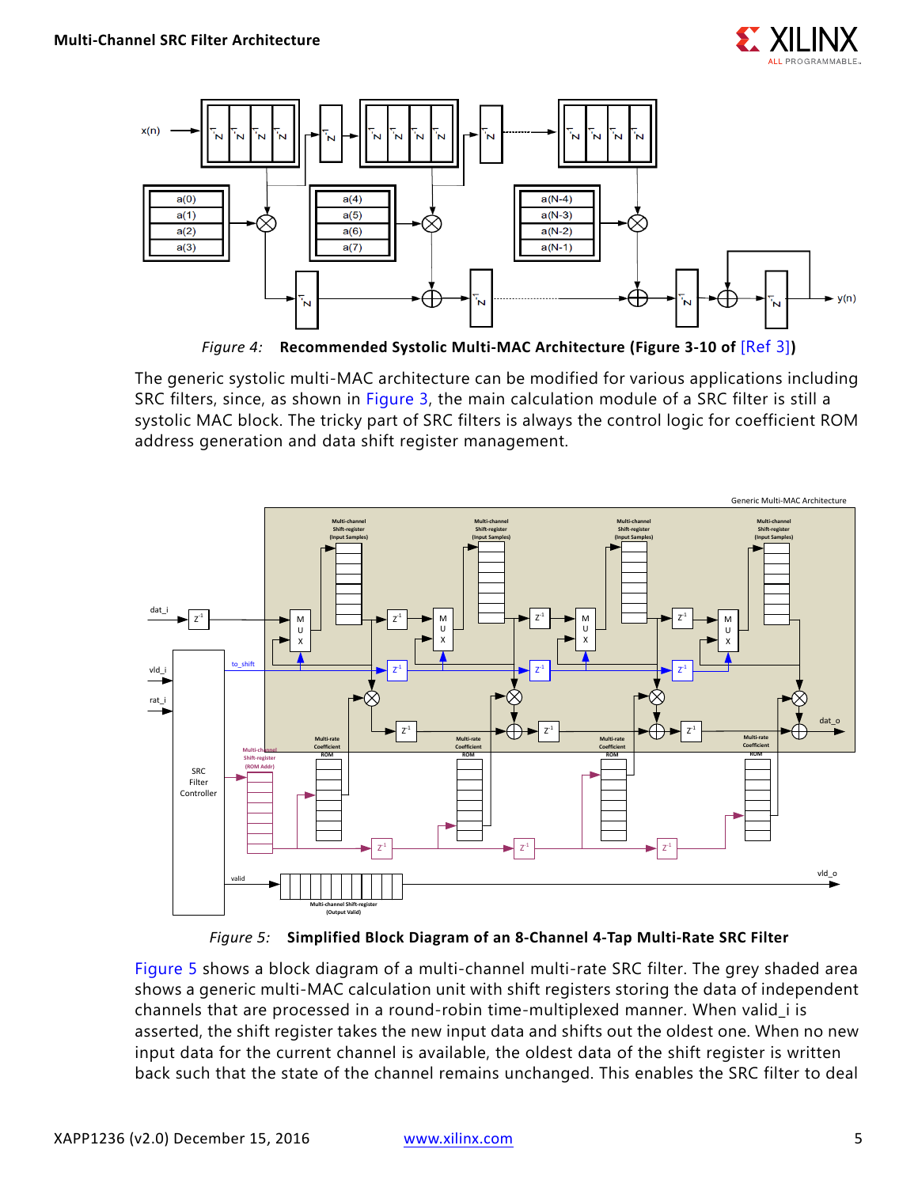Figure 4: **Recommended Systolic Multi-MAC Architecture (Figure 3-10 of [Ref 3])**

The generic systolic multi-MAC architecture can be modified for various applications including SRC filters, since, as shown in Figure 3, the main calculation module of a SRC filter is still a systolic MAC block. The tricky part of SRC filters is always the control logic for coefficient ROM address generation and data shift register management.

Figure 5: **Simplified Block Diagram of an 8-Channel 4-Tap Multi-Rate SRC Filter**

Figure 5 shows a block diagram of a multi-channel multi-rate SRC filter. The grey shaded area shows a generic multi-MAC calculation unit with shift registers storing the data of independent channels that are processed in a round-robin time-multiplexed manner. When valid_i is asserted, the shift register takes the new input data and shifts out the oldest one. When no new input data for the current channel is available, the oldest data of the shift register is written back such that the state of the channel remains unchanged. This enables the SRC filter to deal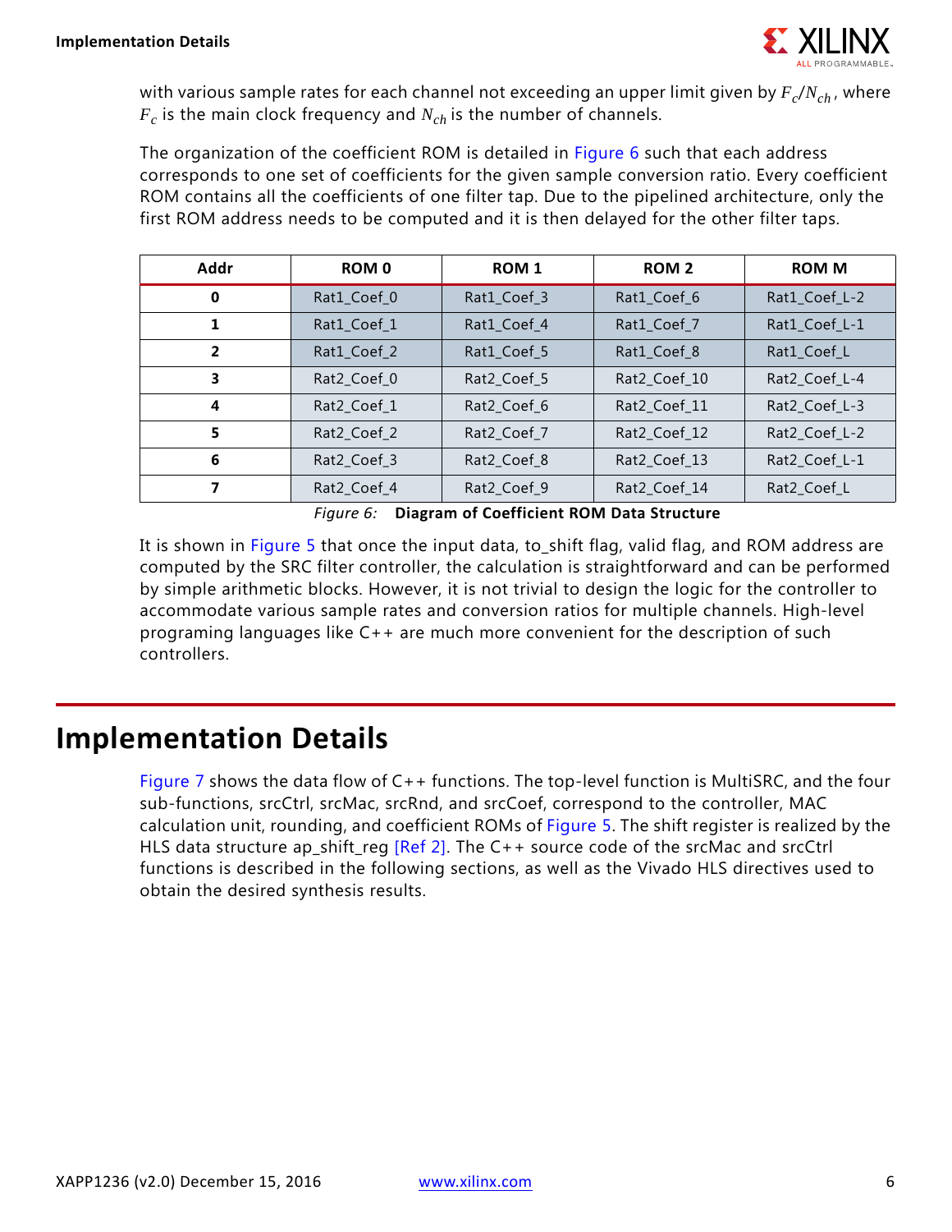with various sample rates for each channel not exceeding an upper limit given by $F_c/N_{ch}$, where $F_c$ is the main clock frequency and $N_{ch}$ is the number of channels.

The organization of the coefficient ROM is detailed in Figure 6 such that each address corresponds to one set of coefficients for the given sample conversion ratio. Every coefficient ROM contains all the coefficients of one filter tap. Due to the pipelined architecture, only the first ROM address needs to be computed and it is then delayed for the other filter taps.

| Addr | ROM 0 | ROM 1 | ROM 2 | ROM M |
|---|---|---|---|---|
| 0 | Rat1_Coef_0 | Rat1_Coef_3 | Rat1_Coef_6 | Rat1_Coef_L-2 |
| 1 | Rat1_Coef_1 | Rat1_Coef_4 | Rat1_Coef_7 | Rat1_Coef_L-1 |
| 2 | Rat1_Coef_2 | Rat1_Coef_5 | Rat1_Coef_8 | Rat1_Coef_L |
| 3 | Rat2_Coef_0 | Rat2_Coef_5 | Rat2_Coef_10 | Rat2_Coef_L-4 |
| 4 | Rat2_Coef_1 | Rat2_Coef_6 | Rat2_Coef_11 | Rat2_Coef_L-3 |
| 5 | Rat2_Coef_2 | Rat2_Coef_7 | Rat2_Coef_12 | Rat2_Coef_L-2 |
| 6 | Rat2_Coef_3 | Rat2_Coef_8 | Rat2_Coef_13 | Rat2_Coef_L-1 |
| 7 | Rat2_Coef_4 | Rat2_Coef_9 | Rat2_Coef_14 | Rat2_Coef_L |

*Figure 6:* **Diagram of Coefficient ROM Data Structure**

It is shown in Figure 5 that once the input data, to_shift flag, valid flag, and ROM address are computed by the SRC filter controller, the calculation is straightforward and can be performed by simple arithmetic blocks. However, it is not trivial to design the logic for the controller to accommodate various sample rates and conversion ratios for multiple channels. High-level programing languages like C++ are much more convenient for the description of such controllers.

# Implementation Details

Figure 7 shows the data flow of C++ functions. The top-level function is MultiSRC, and the four sub-functions, srcCtrl, srcMac, srcRnd, and srcCoef, correspond to the controller, MAC calculation unit, rounding, and coefficient ROMs of Figure 5. The shift register is realized by the HLS data structure ap_shift_reg [Ref 2]. The C++ source code of the srcMac and srcCtrl functions is described in the following sections, as well as the Vivado HLS directives used to obtain the desired synthesis results.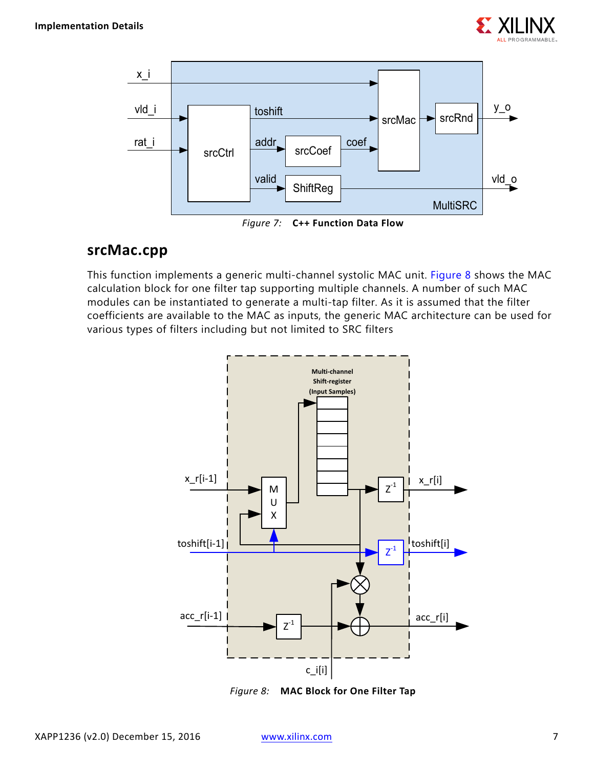Figure 7: **C++ Function Data Flow**

## srcMac.cpp

This function implements a generic multi-channel systolic MAC unit. Figure 8 shows the MAC calculation block for one filter tap supporting multiple channels. A number of such MAC modules can be instantiated to generate a multi-tap filter. As it is assumed that the filter coefficients are available to the MAC as inputs, the generic MAC architecture can be used for various types of filters including but not limited to SRC filters

Figure 8: **MAC Block for One Filter Tap**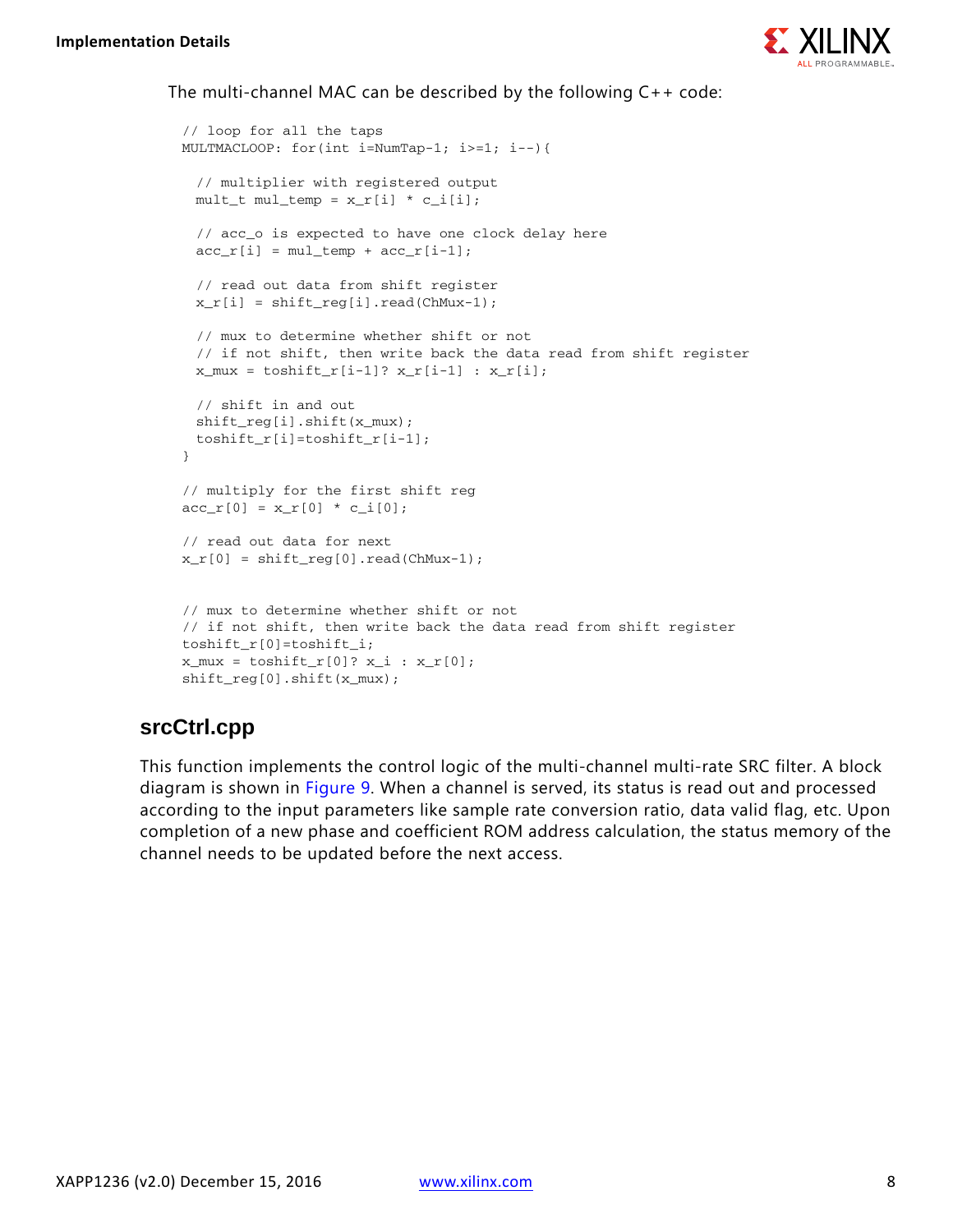The multi-channel MAC can be described by the following C++ code:

```
// loop for all the taps
MULTMACLOOP: for(int i=NumTap-1; i>=1; i--){

  // multiplier with registered output
  mult_t mul_temp = x_r[i] * c_i[i];

  // acc_o is expected to have one clock delay here
  acc_r[i] = mul_temp + acc_r[i-1];

  // read out data from shift register
  x_r[i] = shift_reg[i].read(ChMux-1);

  // mux to determine whether shift or not
  // if not shift, then write back the data read from shift register
  x_mux = toshift_r[i-1]? x_r[i-1] : x_r[i];

  // shift in and out
  shift_reg[i].shift(x_mux);
  toshift_r[i]=toshift_r[i-1];
}

// multiply for the first shift reg
acc_r[0] = x_r[0] * c_i[0];

// read out data for next
x_r[0] = shift_reg[0].read(ChMux-1);


// mux to determine whether shift or not
// if not shift, then write back the data read from shift register
toshift_r[0]=toshift_i;
x_mux = toshift_r[0]? x_i : x_r[0];
shift_reg[0].shift(x_mux);
```

## srcCtrl.cpp

This function implements the control logic of the multi-channel multi-rate SRC filter. A block diagram is shown in Figure 9. When a channel is served, its status is read out and processed according to the input parameters like sample rate conversion ratio, data valid flag, etc. Upon completion of a new phase and coefficient ROM address calculation, the status memory of the channel needs to be updated before the next access.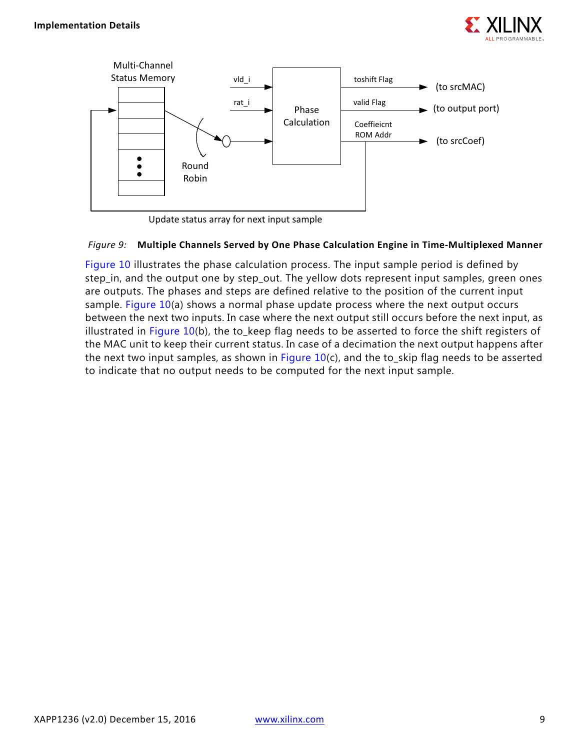Multi-Channel Status Memory

vld_i

rat_i

Phase Calculation

toshift Flag → (to srcMAC)

valid Flag → (to output port)

Coeffieicnt ROM Addr → (to srcCoef)

Round Robin

Update status array for next input sample

*Figure 9:* **Multiple Channels Served by One Phase Calculation Engine in Time-Multiplexed Manner**

Figure 10 illustrates the phase calculation process. The input sample period is defined by step_in, and the output one by step_out. The yellow dots represent input samples, green ones are outputs. The phases and steps are defined relative to the position of the current input sample. Figure 10(a) shows a normal phase update process where the next output occurs between the next two inputs. In case where the next output still occurs before the next input, as illustrated in Figure 10(b), the to_keep flag needs to be asserted to force the shift registers of the MAC unit to keep their current status. In case of a decimation the next output happens after the next two input samples, as shown in Figure 10(c), and the to_skip flag needs to be asserted to indicate that no output needs to be computed for the next input sample.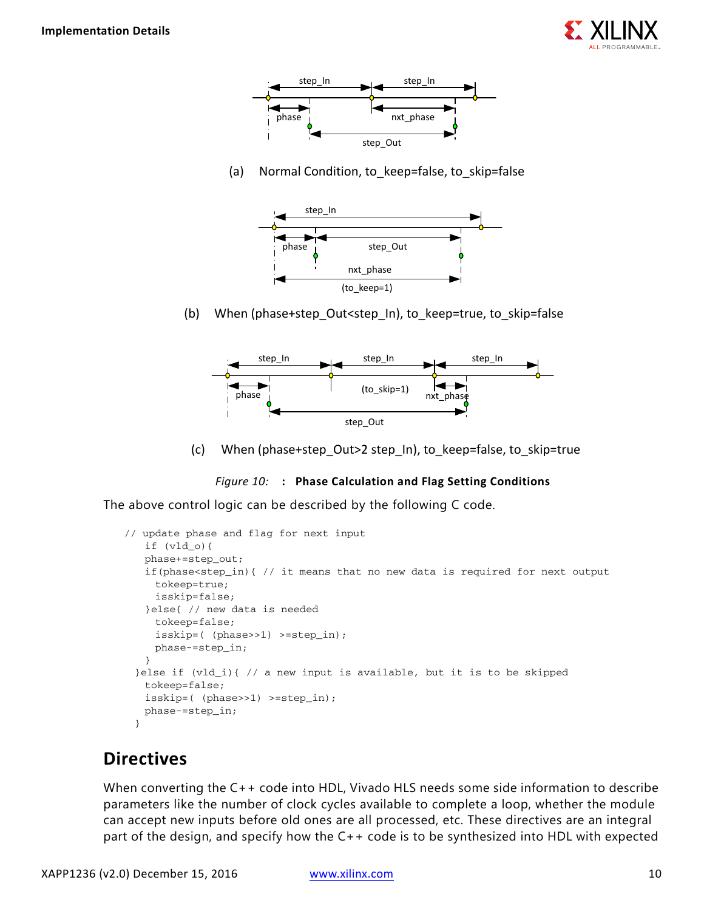(a) Normal Condition, to_keep=false, to_skip=false

(b) When (phase+step_Out<step_In), to_keep=true, to_skip=false

(c) When (phase+step_Out>2 step_In), to_keep=false, to_skip=true

*Figure 10:* **: Phase Calculation and Flag Setting Conditions**

The above control logic can be described by the following C code.

```
// update phase and flag for next input
   if (vld_o){
   phase+=step_out;
   if(phase<step_in){ // it means that no new data is required for next output
     tokeep=true;
     isskip=false;
   }else{ // new data is needed
     tokeep=false;
     isskip=( (phase>>1) >=step_in);
     phase-=step_in;
   }
  }else if (vld_i){ // a new input is available, but it is to be skipped
   tokeep=false;
   isskip=( (phase>>1) >=step_in);
   phase-=step_in;
  }
```

## Directives

When converting the C++ code into HDL, Vivado HLS needs some side information to describe parameters like the number of clock cycles available to complete a loop, whether the module can accept new inputs before old ones are all processed, etc. These directives are an integral part of the design, and specify how the C++ code is to be synthesized into HDL with expected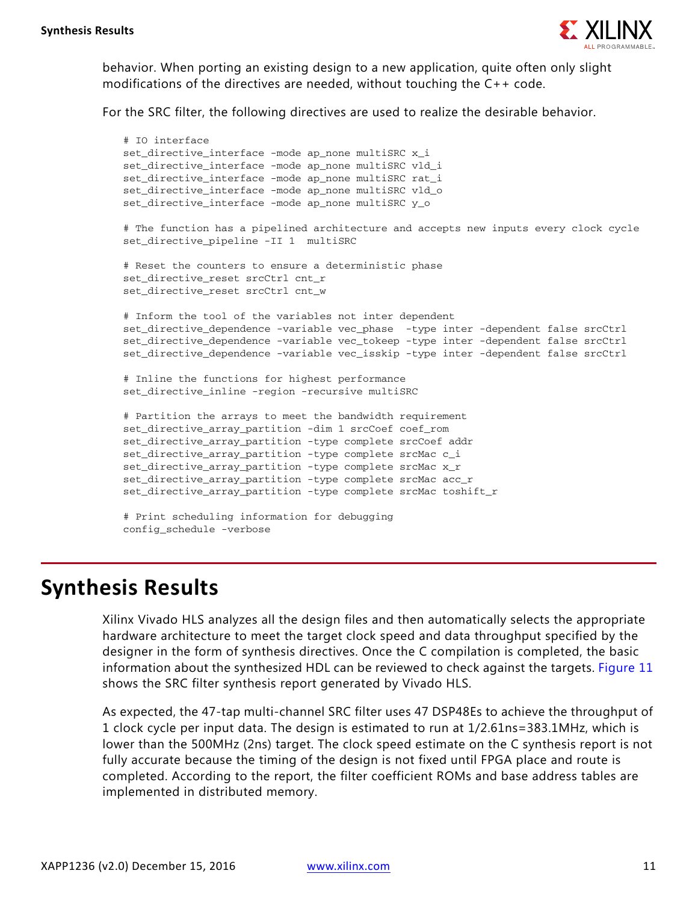behavior. When porting an existing design to a new application, quite often only slight modifications of the directives are needed, without touching the C++ code.

For the SRC filter, the following directives are used to realize the desirable behavior.

```
# IO interface
set_directive_interface -mode ap_none multiSRC x_i
set_directive_interface -mode ap_none multiSRC vld_i
set_directive_interface -mode ap_none multiSRC rat_i
set_directive_interface -mode ap_none multiSRC vld_o
set_directive_interface -mode ap_none multiSRC y_o

# The function has a pipelined architecture and accepts new inputs every clock cycle
set_directive_pipeline -II 1  multiSRC

# Reset the counters to ensure a deterministic phase
set_directive_reset srcCtrl cnt_r
set_directive_reset srcCtrl cnt_w

# Inform the tool of the variables not inter dependent
set_directive_dependence -variable vec_phase  -type inter -dependent false srcCtrl
set_directive_dependence -variable vec_tokeep -type inter -dependent false srcCtrl
set_directive_dependence -variable vec_isskip -type inter -dependent false srcCtrl

# Inline the functions for highest performance
set_directive_inline -region -recursive multiSRC

# Partition the arrays to meet the bandwidth requirement
set_directive_array_partition -dim 1 srcCoef coef_rom
set_directive_array_partition -type complete srcCoef addr
set_directive_array_partition -type complete srcMac c_i
set_directive_array_partition -type complete srcMac x_r
set_directive_array_partition -type complete srcMac acc_r
set_directive_array_partition -type complete srcMac toshift_r

# Print scheduling information for debugging
config_schedule -verbose
```

# Synthesis Results

Xilinx Vivado HLS analyzes all the design files and then automatically selects the appropriate hardware architecture to meet the target clock speed and data throughput specified by the designer in the form of synthesis directives. Once the C compilation is completed, the basic information about the synthesized HDL can be reviewed to check against the targets. Figure 11 shows the SRC filter synthesis report generated by Vivado HLS.

As expected, the 47-tap multi-channel SRC filter uses 47 DSP48Es to achieve the throughput of 1 clock cycle per input data. The design is estimated to run at 1/2.61ns=383.1MHz, which is lower than the 500MHz (2ns) target. The clock speed estimate on the C synthesis report is not fully accurate because the timing of the design is not fixed until FPGA place and route is completed. According to the report, the filter coefficient ROMs and base address tables are implemented in distributed memory.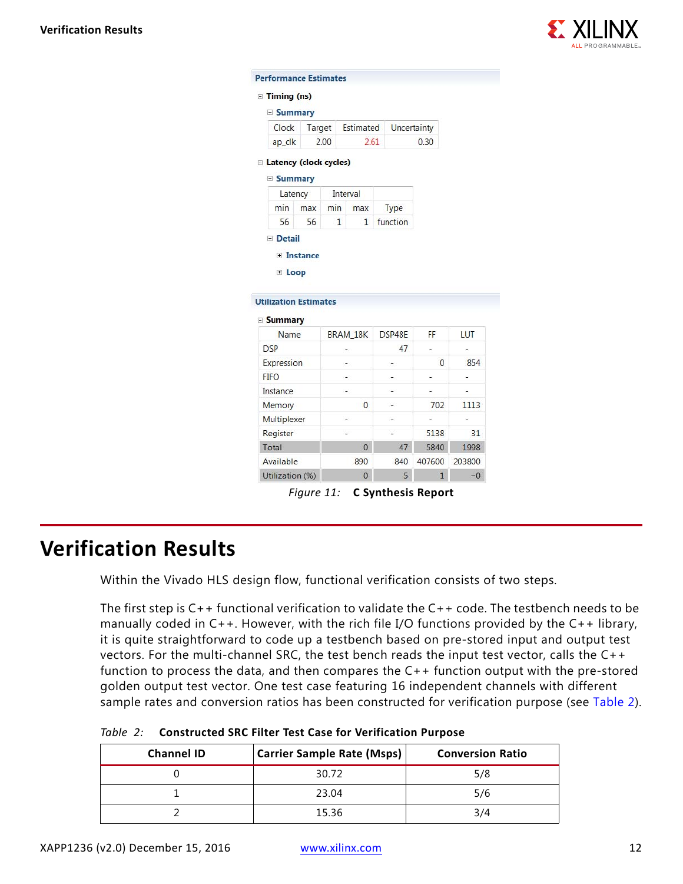Performance Estimates

Timing (ns)

Summary

| Clock | Target | Estimated | Uncertainty |
|---|---|---|---|
| ap_clk | 2.00 | 2.61 | 0.30 |

Latency (clock cycles)

Summary

| Latency | | Interval | | |
|---|---|---|---|---|
| min | max | min | max | Type |
| 56 | 56 | 1 | 1 | function |

Detail

Instance

Loop

Utilization Estimates

Summary

| Name | BRAM_18K | DSP48E | FF | LUT |
|---|---|---|---|---|
| DSP | - | 47 | - | - |
| Expression | - | - | 0 | 854 |
| FIFO | - | - | - | - |
| Instance | - | - | - | - |
| Memory | 0 | - | 702 | 1113 |
| Multiplexer | - | - | - | - |
| Register | - | - | 5138 | 31 |
| Total | 0 | 47 | 5840 | 1998 |
| Available | 890 | 840 | 407600 | 203800 |
| Utilization (%) | 0 | 5 | 1 | ~0 |

*Figure 11:* **C Synthesis Report**

# Verification Results

Within the Vivado HLS design flow, functional verification consists of two steps.

The first step is C++ functional verification to validate the C++ code. The testbench needs to be manually coded in C++. However, with the rich file I/O functions provided by the C++ library, it is quite straightforward to code up a testbench based on pre-stored input and output test vectors. For the multi-channel SRC, the test bench reads the input test vector, calls the C++ function to process the data, and then compares the C++ function output with the pre-stored golden output test vector. One test case featuring 16 independent channels with different sample rates and conversion ratios has been constructed for verification purpose (see Table 2).

*Table 2:* **Constructed SRC Filter Test Case for Verification Purpose**

| Channel ID | Carrier Sample Rate (Msps) | Conversion Ratio |
|---|---|---|
| 0 | 30.72 | 5/8 |
| 1 | 23.04 | 5/6 |
| 2 | 15.36 | 3/4 |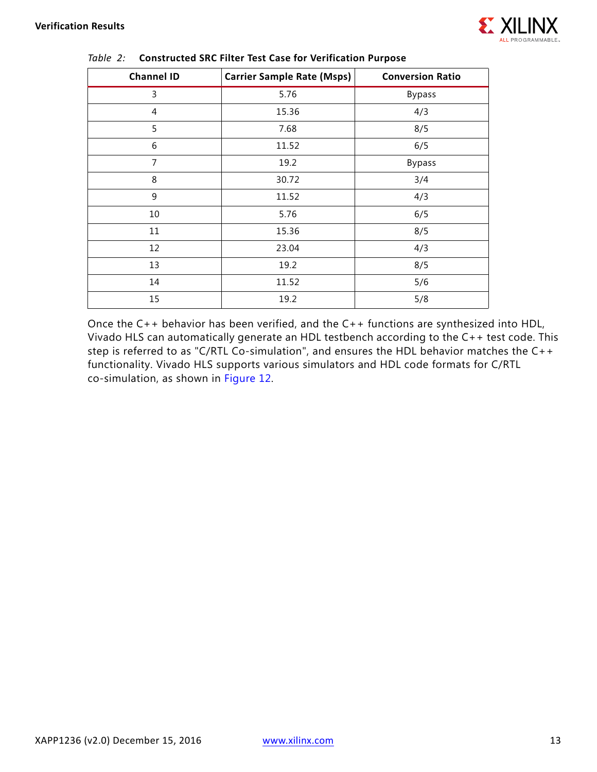*Table 2:* **Constructed SRC Filter Test Case for Verification Purpose**

| Channel ID | Carrier Sample Rate (Msps) | Conversion Ratio |
|---|---|---|
| 3 | 5.76 | Bypass |
| 4 | 15.36 | 4/3 |
| 5 | 7.68 | 8/5 |
| 6 | 11.52 | 6/5 |
| 7 | 19.2 | Bypass |
| 8 | 30.72 | 3/4 |
| 9 | 11.52 | 4/3 |
| 10 | 5.76 | 6/5 |
| 11 | 15.36 | 8/5 |
| 12 | 23.04 | 4/3 |
| 13 | 19.2 | 8/5 |
| 14 | 11.52 | 5/6 |
| 15 | 19.2 | 5/8 |

Once the C++ behavior has been verified, and the C++ functions are synthesized into HDL, Vivado HLS can automatically generate an HDL testbench according to the C++ test code. This step is referred to as "C/RTL Co-simulation", and ensures the HDL behavior matches the C++ functionality. Vivado HLS supports various simulators and HDL code formats for C/RTL co-simulation, as shown in Figure 12.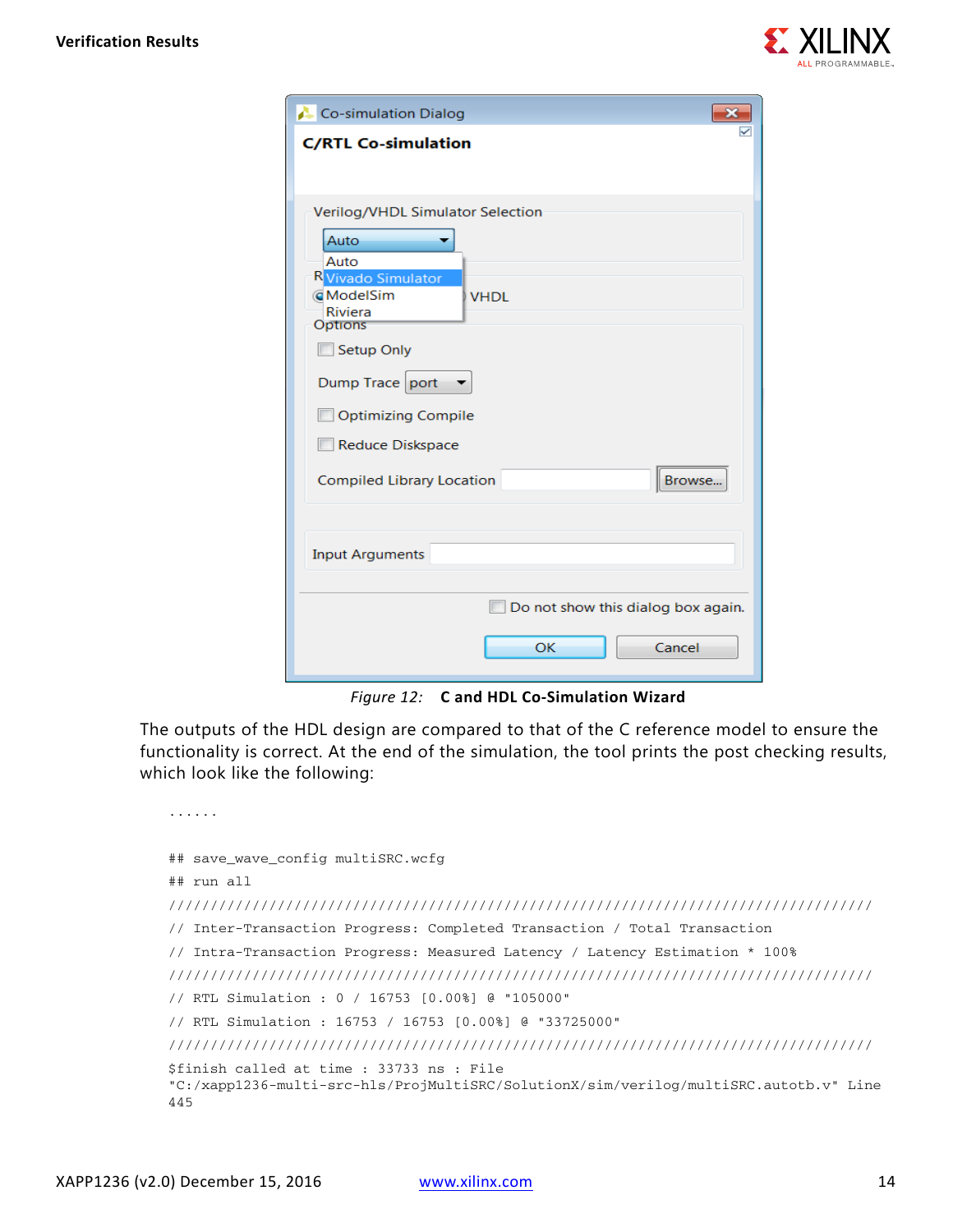*Figure 12:* **C and HDL Co-Simulation Wizard**

The outputs of the HDL design are compared to that of the C reference model to ensure the functionality is correct. At the end of the simulation, the tool prints the post checking results, which look like the following:

```
......

## save_wave_config multiSRC.wcfg
## run all
////////////////////////////////////////////////////////////////////////////////////
// Inter-Transaction Progress: Completed Transaction / Total Transaction
// Intra-Transaction Progress: Measured Latency / Latency Estimation * 100%
////////////////////////////////////////////////////////////////////////////////////
// RTL Simulation : 0 / 16753 [0.00%] @ "105000"
// RTL Simulation : 16753 / 16753 [0.00%] @ "33725000"
////////////////////////////////////////////////////////////////////////////////////
$finish called at time : 33733 ns : File
"C:/xapp1236-multi-src-hls/ProjMultiSRC/SolutionX/sim/verilog/multiSRC.autotb.v" Line
445
```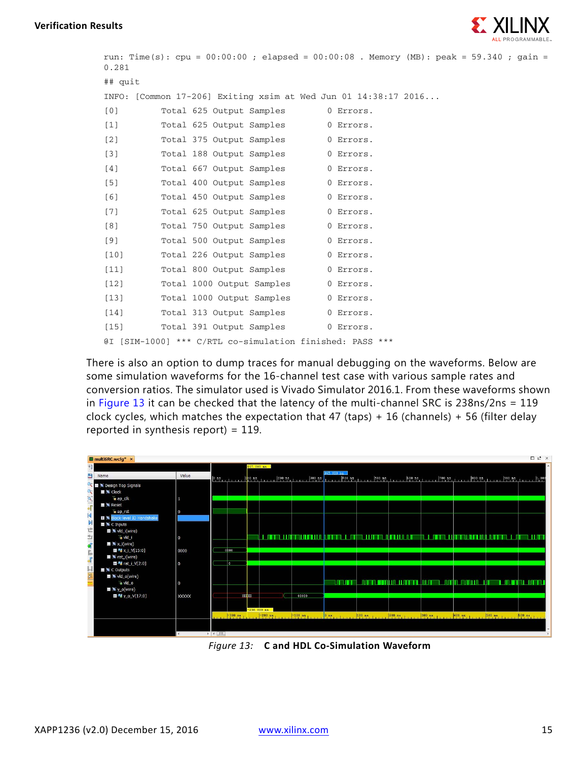```
run: Time(s): cpu = 00:00:00 ; elapsed = 00:00:08 . Memory (MB): peak = 59.340 ; gain =
0.281
## quit
INFO: [Common 17-206] Exiting xsim at Wed Jun 01 14:38:17 2016...
[0]         Total 625 Output Samples        0 Errors.
[1]         Total 625 Output Samples        0 Errors.
[2]         Total 375 Output Samples        0 Errors.
[3]         Total 188 Output Samples        0 Errors.
[4]         Total 667 Output Samples        0 Errors.
[5]         Total 400 Output Samples        0 Errors.
[6]         Total 450 Output Samples        0 Errors.
[7]         Total 625 Output Samples        0 Errors.
[8]         Total 750 Output Samples        0 Errors.
[9]         Total 500 Output Samples        0 Errors.
[10]        Total 226 Output Samples        0 Errors.
[11]        Total 800 Output Samples        0 Errors.
[12]        Total 1000 Output Samples       0 Errors.
[13]        Total 1000 Output Samples       0 Errors.
[14]        Total 313 Output Samples        0 Errors.
[15]        Total 391 Output Samples        0 Errors.
@I [SIM-1000] *** C/RTL co-simulation finished: PASS ***
```

There is also an option to dump traces for manual debugging on the waveforms. Below are some simulation waveforms for the 16-channel test case with various sample rates and conversion ratios. The simulator used is Vivado Simulator 2016.1. From these waveforms shown in Figure 13 it can be checked that the latency of the multi-channel SRC is 238ns/2ns = 119 clock cycles, which matches the expectation that 47 (taps) + 16 (channels) + 56 (filter delay reported in synthesis report) = 119.

*Figure 13:* **C and HDL Co-Simulation Waveform**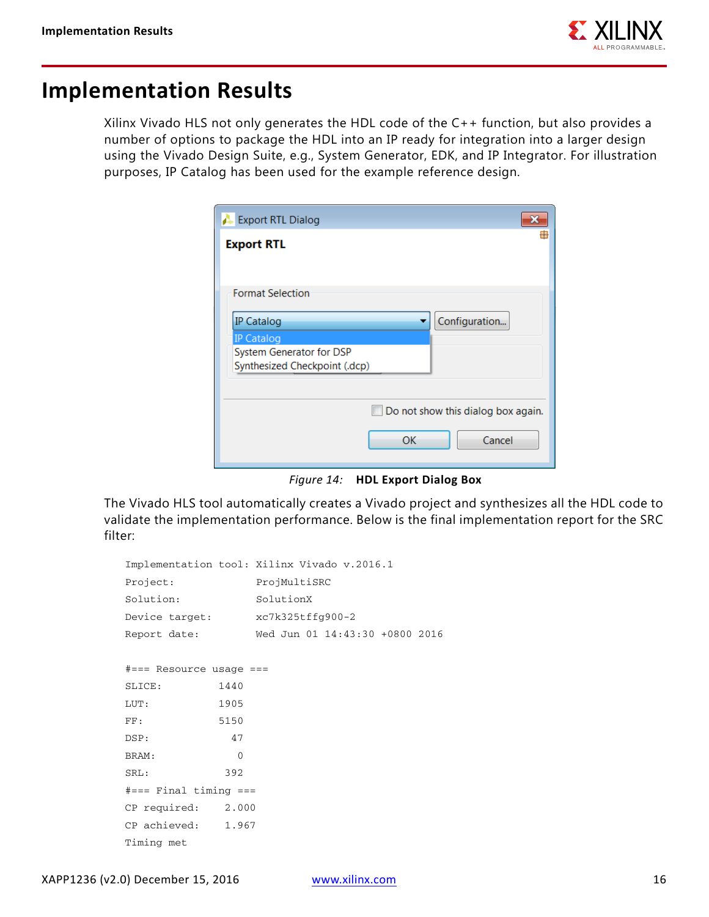# Implementation Results

Xilinx Vivado HLS not only generates the HDL code of the C++ function, but also provides a number of options to package the HDL into an IP ready for integration into a larger design using the Vivado Design Suite, e.g., System Generator, EDK, and IP Integrator. For illustration purposes, IP Catalog has been used for the example reference design.

*Figure 14:* **HDL Export Dialog Box**

The Vivado HLS tool automatically creates a Vivado project and synthesizes all the HDL code to validate the implementation performance. Below is the final implementation report for the SRC filter:

```
Implementation tool: Xilinx Vivado v.2016.1
Project:             ProjMultiSRC
Solution:            SolutionX
Device target:       xc7k325tffg900-2
Report date:         Wed Jun 01 14:43:30 +0800 2016

#=== Resource usage ===
SLICE:          1440
LUT:            1905
FF:             5150
DSP:              47
BRAM:              0
SRL:             392
#=== Final timing ===
CP required:     2.000
CP achieved:     1.967
Timing met
```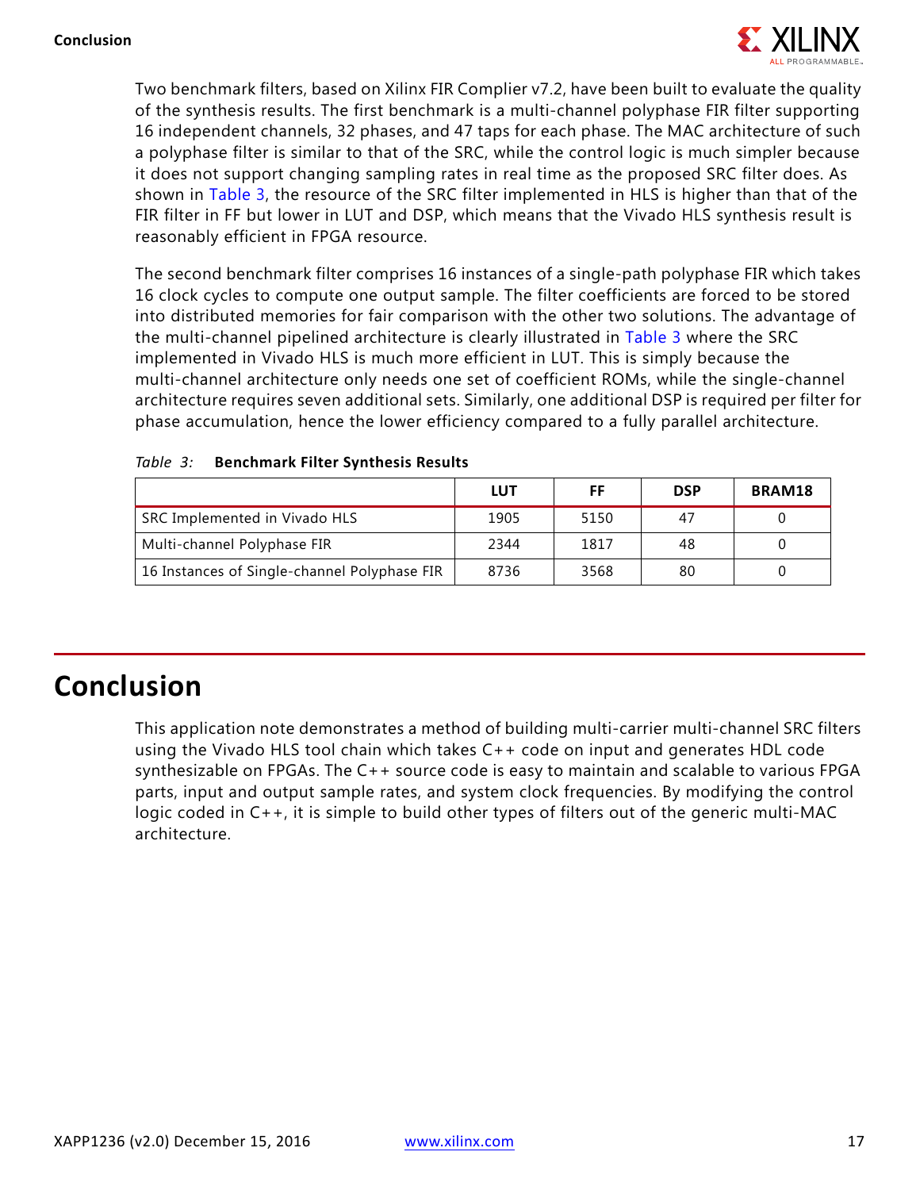Two benchmark filters, based on Xilinx FIR Complier v7.2, have been built to evaluate the quality of the synthesis results. The first benchmark is a multi-channel polyphase FIR filter supporting 16 independent channels, 32 phases, and 47 taps for each phase. The MAC architecture of such a polyphase filter is similar to that of the SRC, while the control logic is much simpler because it does not support changing sampling rates in real time as the proposed SRC filter does. As shown in Table 3, the resource of the SRC filter implemented in HLS is higher than that of the FIR filter in FF but lower in LUT and DSP, which means that the Vivado HLS synthesis result is reasonably efficient in FPGA resource.

The second benchmark filter comprises 16 instances of a single-path polyphase FIR which takes 16 clock cycles to compute one output sample. The filter coefficients are forced to be stored into distributed memories for fair comparison with the other two solutions. The advantage of the multi-channel pipelined architecture is clearly illustrated in Table 3 where the SRC implemented in Vivado HLS is much more efficient in LUT. This is simply because the multi-channel architecture only needs one set of coefficient ROMs, while the single-channel architecture requires seven additional sets. Similarly, one additional DSP is required per filter for phase accumulation, hence the lower efficiency compared to a fully parallel architecture.

*Table 3:* **Benchmark Filter Synthesis Results**

| | LUT | FF | DSP | BRAM18 |
|---|---|---|---|---|
| SRC Implemented in Vivado HLS | 1905 | 5150 | 47 | 0 |
| Multi-channel Polyphase FIR | 2344 | 1817 | 48 | 0 |
| 16 Instances of Single-channel Polyphase FIR | 8736 | 3568 | 80 | 0 |

# Conclusion

This application note demonstrates a method of building multi-carrier multi-channel SRC filters using the Vivado HLS tool chain which takes C++ code on input and generates HDL code synthesizable on FPGAs. The C++ source code is easy to maintain and scalable to various FPGA parts, input and output sample rates, and system clock frequencies. By modifying the control logic coded in C++, it is simple to build other types of filters out of the generic multi-MAC architecture.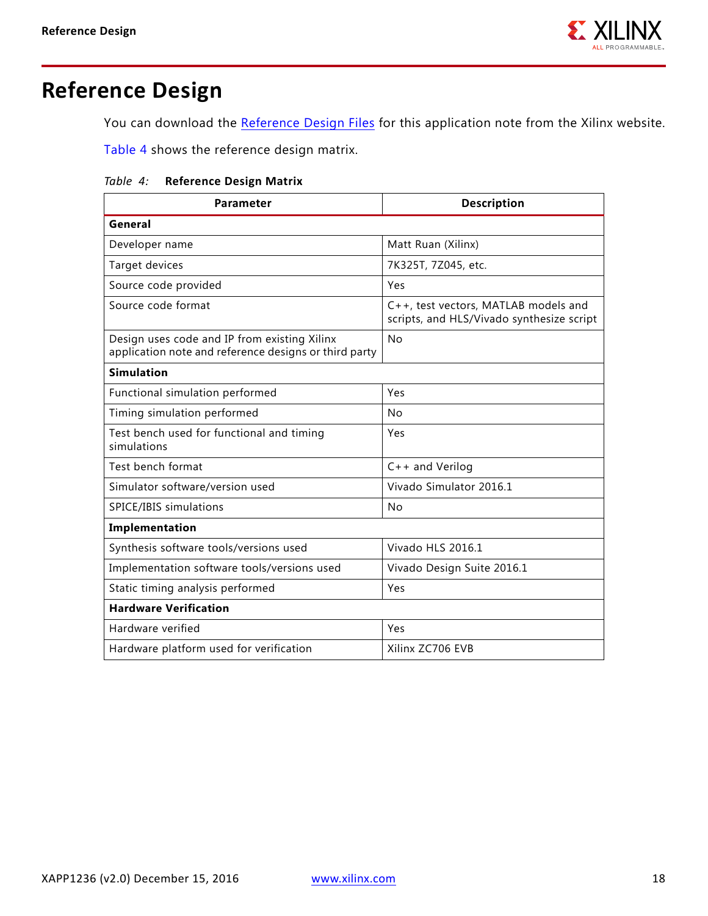# Reference Design

You can download the Reference Design Files for this application note from the Xilinx website.

Table 4 shows the reference design matrix.

*Table 4:* **Reference Design Matrix**

| Parameter | Description |
|---|---|
| **General** | |
| Developer name | Matt Ruan (Xilinx) |
| Target devices | 7K325T, 7Z045, etc. |
| Source code provided | Yes |
| Source code format | C++, test vectors, MATLAB models and scripts, and HLS/Vivado synthesize script |
| Design uses code and IP from existing Xilinx application note and reference designs or third party | No |
| **Simulation** | |
| Functional simulation performed | Yes |
| Timing simulation performed | No |
| Test bench used for functional and timing simulations | Yes |
| Test bench format | C++ and Verilog |
| Simulator software/version used | Vivado Simulator 2016.1 |
| SPICE/IBIS simulations | No |
| **Implementation** | |
| Synthesis software tools/versions used | Vivado HLS 2016.1 |
| Implementation software tools/versions used | Vivado Design Suite 2016.1 |
| Static timing analysis performed | Yes |
| **Hardware Verification** | |
| Hardware verified | Yes |
| Hardware platform used for verification | Xilinx ZC706 EVB |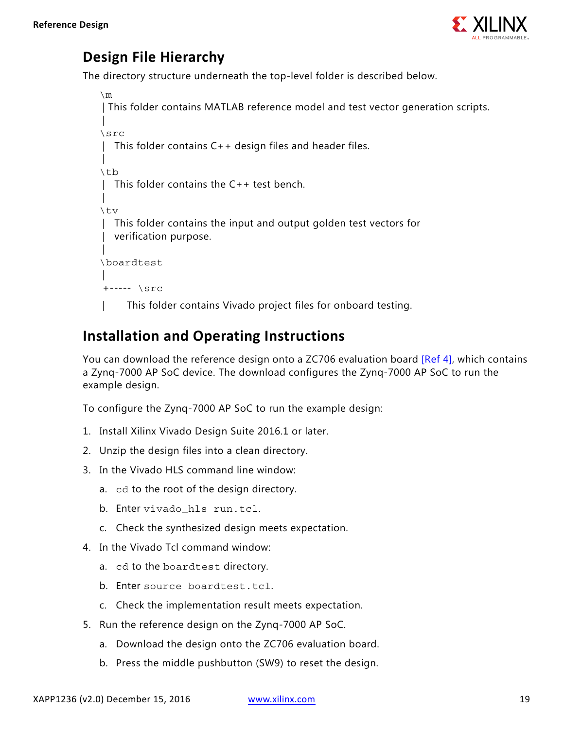## Design File Hierarchy

The directory structure underneath the top-level folder is described below.

```
\m
| This folder contains MATLAB reference model and test vector generation scripts.
|
\src
|  This folder contains C++ design files and header files.
|
\tb
|  This folder contains the C++ test bench.
|
\tv
|  This folder contains the input and output golden test vectors for
|  verification purpose.
|
\boardtest
|
+----- \src
|       This folder contains Vivado project files for onboard testing.
```

## Installation and Operating Instructions

You can download the reference design onto a ZC706 evaluation board [Ref 4], which contains a Zynq-7000 AP SoC device. The download configures the Zynq-7000 AP SoC to run the example design.

To configure the Zynq-7000 AP SoC to run the example design:

1. Install Xilinx Vivado Design Suite 2016.1 or later.
2. Unzip the design files into a clean directory.
3. In the Vivado HLS command line window:
   a. `cd` to the root of the design directory.
   b. Enter `vivado_hls run.tcl`.
   c. Check the synthesized design meets expectation.
4. In the Vivado Tcl command window:
   a. `cd` to the `boardtest` directory.
   b. Enter `source boardtest.tcl`.
   c. Check the implementation result meets expectation.
5. Run the reference design on the Zynq-7000 AP SoC.
   a. Download the design onto the ZC706 evaluation board.
   b. Press the middle pushbutton (SW9) to reset the design.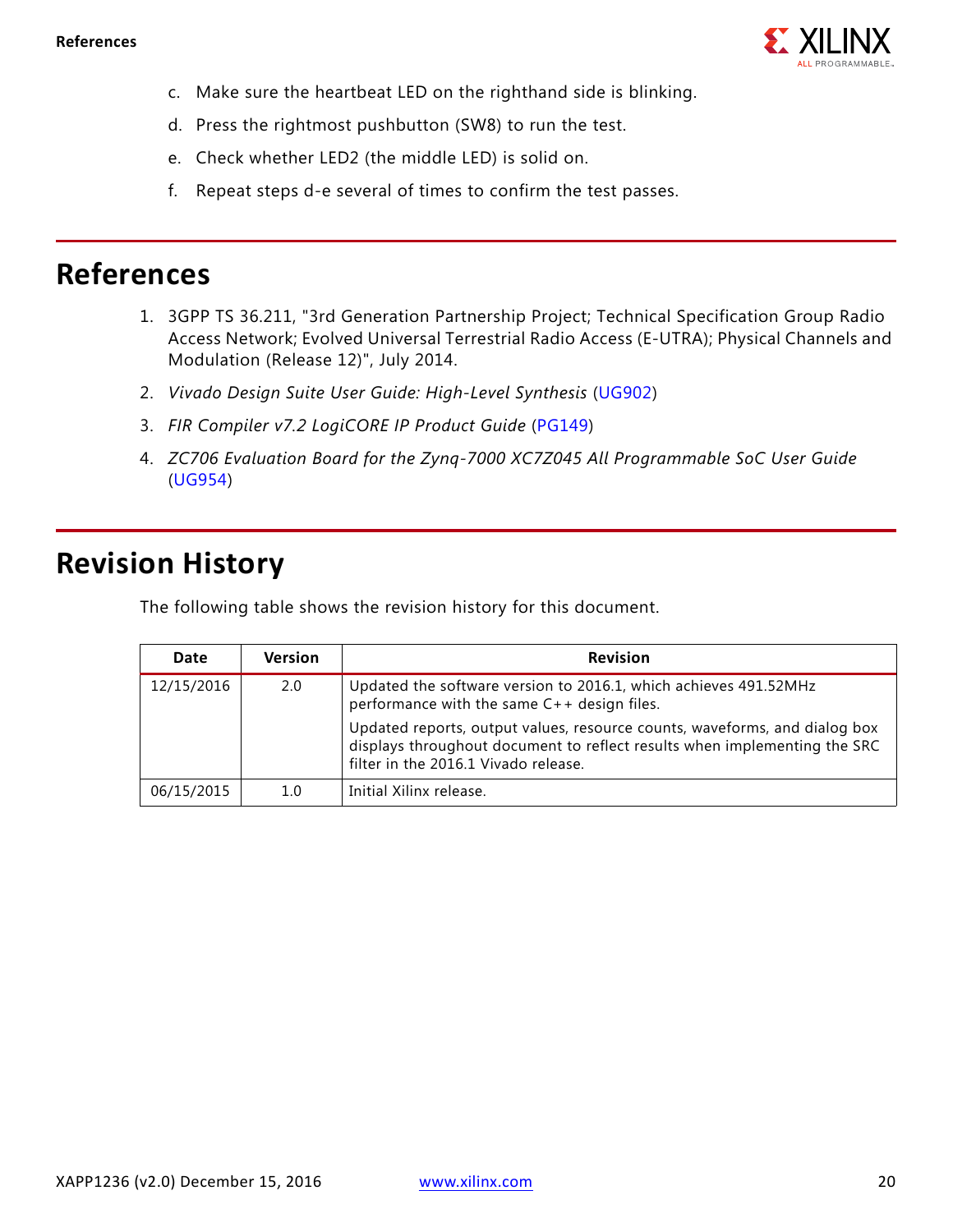c. Make sure the heartbeat LED on the righthand side is blinking.

d. Press the rightmost pushbutton (SW8) to run the test.

e. Check whether LED2 (the middle LED) is solid on.

f. Repeat steps d-e several of times to confirm the test passes.

## References

1. 3GPP TS 36.211, "3rd Generation Partnership Project; Technical Specification Group Radio Access Network; Evolved Universal Terrestrial Radio Access (E-UTRA); Physical Channels and Modulation (Release 12)", July 2014.
2. *Vivado Design Suite User Guide: High-Level Synthesis* (UG902)
3. *FIR Compiler v7.2 LogiCORE IP Product Guide* (PG149)
4. *ZC706 Evaluation Board for the Zynq-7000 XC7Z045 All Programmable SoC User Guide* (UG954)

## Revision History

The following table shows the revision history for this document.

| Date | Version | Revision |
|---|---|---|
| 12/15/2016 | 2.0 | Updated the software version to 2016.1, which achieves 491.52MHz performance with the same C++ design files.<br><br>Updated reports, output values, resource counts, waveforms, and dialog box displays throughout document to reflect results when implementing the SRC filter in the 2016.1 Vivado release. |
| 06/15/2015 | 1.0 | Initial Xilinx release. |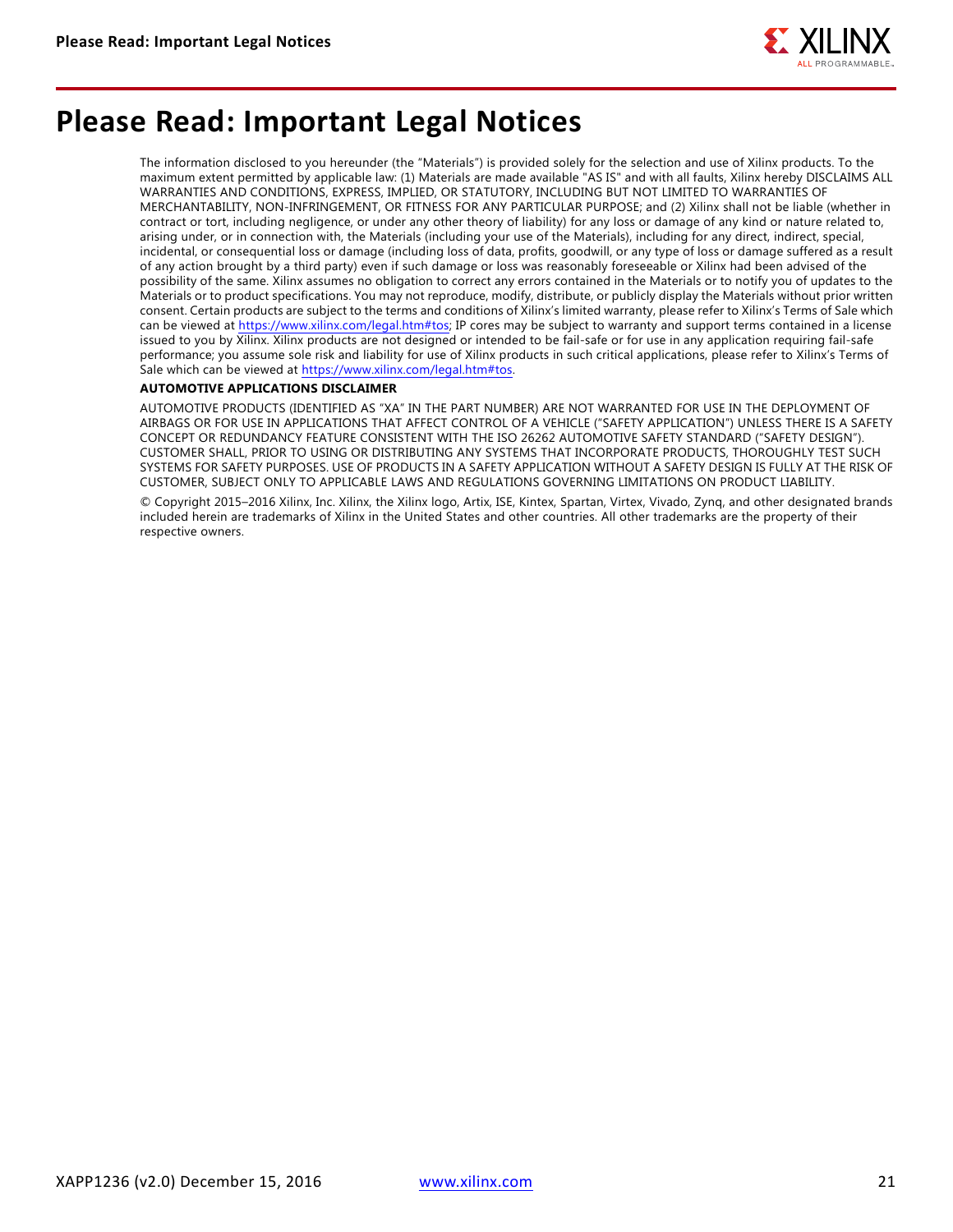# Please Read: Important Legal Notices

The information disclosed to you hereunder (the "Materials") is provided solely for the selection and use of Xilinx products. To the maximum extent permitted by applicable law: (1) Materials are made available "AS IS" and with all faults, Xilinx hereby DISCLAIMS ALL WARRANTIES AND CONDITIONS, EXPRESS, IMPLIED, OR STATUTORY, INCLUDING BUT NOT LIMITED TO WARRANTIES OF MERCHANTABILITY, NON-INFRINGEMENT, OR FITNESS FOR ANY PARTICULAR PURPOSE; and (2) Xilinx shall not be liable (whether in contract or tort, including negligence, or under any other theory of liability) for any loss or damage of any kind or nature related to, arising under, or in connection with, the Materials (including your use of the Materials), including for any direct, indirect, special, incidental, or consequential loss or damage (including loss of data, profits, goodwill, or any type of loss or damage suffered as a result of any action brought by a third party) even if such damage or loss was reasonably foreseeable or Xilinx had been advised of the possibility of the same. Xilinx assumes no obligation to correct any errors contained in the Materials or to notify you of updates to the Materials or to product specifications. You may not reproduce, modify, distribute, or publicly display the Materials without prior written consent. Certain products are subject to the terms and conditions of Xilinx's limited warranty, please refer to Xilinx's Terms of Sale which can be viewed at https://www.xilinx.com/legal.htm#tos; IP cores may be subject to warranty and support terms contained in a license issued to you by Xilinx. Xilinx products are not designed or intended to be fail-safe or for use in any application requiring fail-safe performance; you assume sole risk and liability for use of Xilinx products in such critical applications, please refer to Xilinx's Terms of Sale which can be viewed at https://www.xilinx.com/legal.htm#tos.

**AUTOMOTIVE APPLICATIONS DISCLAIMER**

AUTOMOTIVE PRODUCTS (IDENTIFIED AS "XA" IN THE PART NUMBER) ARE NOT WARRANTED FOR USE IN THE DEPLOYMENT OF AIRBAGS OR FOR USE IN APPLICATIONS THAT AFFECT CONTROL OF A VEHICLE ("SAFETY APPLICATION") UNLESS THERE IS A SAFETY CONCEPT OR REDUNDANCY FEATURE CONSISTENT WITH THE ISO 26262 AUTOMOTIVE SAFETY STANDARD ("SAFETY DESIGN"). CUSTOMER SHALL, PRIOR TO USING OR DISTRIBUTING ANY SYSTEMS THAT INCORPORATE PRODUCTS, THOROUGHLY TEST SUCH SYSTEMS FOR SAFETY PURPOSES. USE OF PRODUCTS IN A SAFETY APPLICATION WITHOUT A SAFETY DESIGN IS FULLY AT THE RISK OF CUSTOMER, SUBJECT ONLY TO APPLICABLE LAWS AND REGULATIONS GOVERNING LIMITATIONS ON PRODUCT LIABILITY.

© Copyright 2015–2016 Xilinx, Inc. Xilinx, the Xilinx logo, Artix, ISE, Kintex, Spartan, Virtex, Vivado, Zynq, and other designated brands included herein are trademarks of Xilinx in the United States and other countries. All other trademarks are the property of their respective owners.